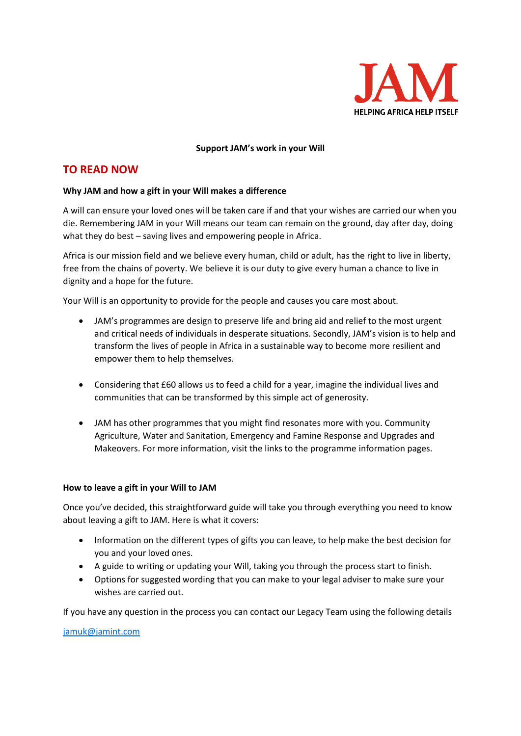JAM

HELPING AFRICA HELP ITSELF

**Support JAM's work in your Will**

## TO READ NOW

**Why JAM and how a gift in your Will makes a difference**

A will can ensure your loved ones will be taken care if and that your wishes are carried our when you die. Remembering JAM in your Will means our team can remain on the ground, day after day, doing what they do best – saving lives and empowering people in Africa.

Africa is our mission field and we believe every human, child or adult, has the right to live in liberty, free from the chains of poverty. We believe it is our duty to give every human a chance to live in dignity and a hope for the future.

Your Will is an opportunity to provide for the people and causes you care most about.

- JAM's programmes are design to preserve life and bring aid and relief to the most urgent and critical needs of individuals in desperate situations. Secondly, JAM's vision is to help and transform the lives of people in Africa in a sustainable way to become more resilient and empower them to help themselves.

- Considering that £60 allows us to feed a child for a year, imagine the individual lives and communities that can be transformed by this simple act of generosity.

- JAM has other programmes that you might find resonates more with you. Community Agriculture, Water and Sanitation, Emergency and Famine Response and Upgrades and Makeovers. For more information, visit the links to the programme information pages.

**How to leave a gift in your Will to JAM**

Once you've decided, this straightforward guide will take you through everything you need to know about leaving a gift to JAM. Here is what it covers:

- Information on the different types of gifts you can leave, to help make the best decision for you and your loved ones.
- A guide to writing or updating your Will, taking you through the process start to finish.
- Options for suggested wording that you can make to your legal adviser to make sure your wishes are carried out.

If you have any question in the process you can contact our Legacy Team using the following details

jamuk@jamint.com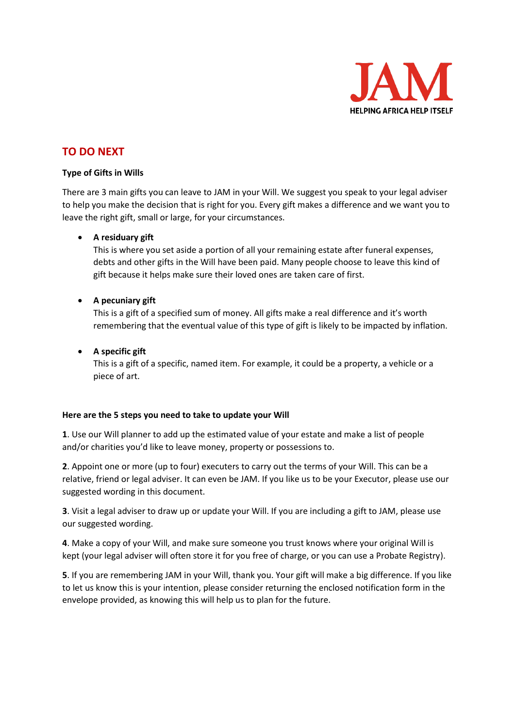JAM
HELPING AFRICA HELP ITSELF

## TO DO NEXT

**Type of Gifts in Wills**

There are 3 main gifts you can leave to JAM in your Will. We suggest you speak to your legal adviser to help you make the decision that is right for you. Every gift makes a difference and we want you to leave the right gift, small or large, for your circumstances.

- **A residuary gift**
  This is where you set aside a portion of all your remaining estate after funeral expenses, debts and other gifts in the Will have been paid. Many people choose to leave this kind of gift because it helps make sure their loved ones are taken care of first.

- **A pecuniary gift**
  This is a gift of a specified sum of money. All gifts make a real difference and it's worth remembering that the eventual value of this type of gift is likely to be impacted by inflation.

- **A specific gift**
  This is a gift of a specific, named item. For example, it could be a property, a vehicle or a piece of art.

**Here are the 5 steps you need to take to update your Will**

**1**. Use our Will planner to add up the estimated value of your estate and make a list of people and/or charities you'd like to leave money, property or possessions to.

**2**. Appoint one or more (up to four) executers to carry out the terms of your Will. This can be a relative, friend or legal adviser. It can even be JAM. If you like us to be your Executor, please use our suggested wording in this document.

**3**. Visit a legal adviser to draw up or update your Will. If you are including a gift to JAM, please use our suggested wording.

**4**. Make a copy of your Will, and make sure someone you trust knows where your original Will is kept (your legal adviser will often store it for you free of charge, or you can use a Probate Registry).

**5**. If you are remembering JAM in your Will, thank you. Your gift will make a big difference. If you like to let us know this is your intention, please consider returning the enclosed notification form in the envelope provided, as knowing this will help us to plan for the future.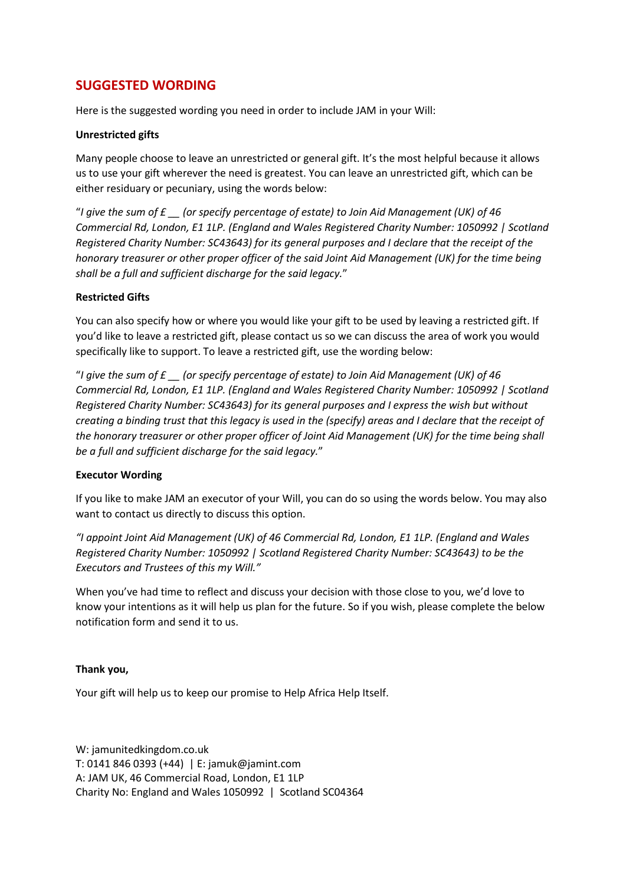## SUGGESTED WORDING

Here is the suggested wording you need in order to include JAM in your Will:

**Unrestricted gifts**

Many people choose to leave an unrestricted or general gift. It's the most helpful because it allows us to use your gift wherever the need is greatest. You can leave an unrestricted gift, which can be either residuary or pecuniary, using the words below:

"*I give the sum of £ __ (or specify percentage of estate) to Join Aid Management (UK) of 46 Commercial Rd, London, E1 1LP. (England and Wales Registered Charity Number: 1050992 | Scotland Registered Charity Number: SC43643) for its general purposes and I declare that the receipt of the honorary treasurer or other proper officer of the said Joint Aid Management (UK) for the time being shall be a full and sufficient discharge for the said legacy.*"

**Restricted Gifts**

You can also specify how or where you would like your gift to be used by leaving a restricted gift. If you'd like to leave a restricted gift, please contact us so we can discuss the area of work you would specifically like to support. To leave a restricted gift, use the wording below:

"*I give the sum of £ __ (or specify percentage of estate) to Join Aid Management (UK) of 46 Commercial Rd, London, E1 1LP. (England and Wales Registered Charity Number: 1050992 | Scotland Registered Charity Number: SC43643) for its general purposes and I express the wish but without creating a binding trust that this legacy is used in the (specify) areas and I declare that the receipt of the honorary treasurer or other proper officer of Joint Aid Management (UK) for the time being shall be a full and sufficient discharge for the said legacy.*"

**Executor Wording**

If you like to make JAM an executor of your Will, you can do so using the words below. You may also want to contact us directly to discuss this option.

*"I appoint Joint Aid Management (UK) of 46 Commercial Rd, London, E1 1LP. (England and Wales Registered Charity Number: 1050992 | Scotland Registered Charity Number: SC43643) to be the Executors and Trustees of this my Will."*

When you've had time to reflect and discuss your decision with those close to you, we'd love to know your intentions as it will help us plan for the future. So if you wish, please complete the below notification form and send it to us.

**Thank you,**

Your gift will help us to keep our promise to Help Africa Help Itself.

W: jamunitedkingdom.co.uk
T: 0141 846 0393 (+44) | E: jamuk@jamint.com
A: JAM UK, 46 Commercial Road, London, E1 1LP
Charity No: England and Wales 1050992 | Scotland SC04364